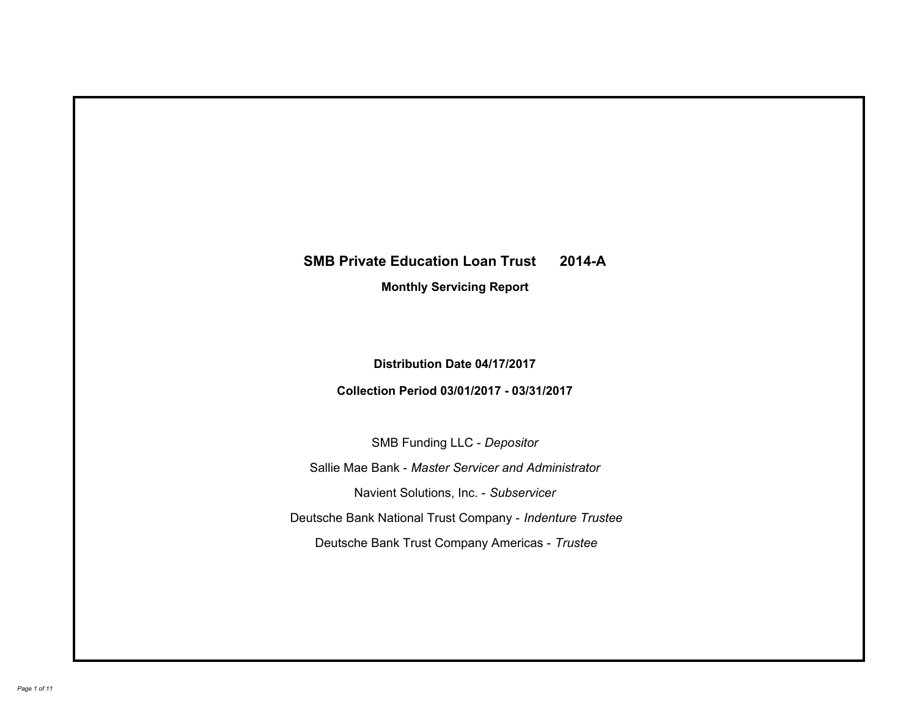# SMB Private Education Loan Trust 2014-A

## Monthly Servicing Report

**Distribution Date 04/17/2017**

**Collection Period 03/01/2017 - 03/31/2017**

SMB Funding LLC - *Depositor*

Sallie Mae Bank - *Master Servicer and Administrator*

Navient Solutions, Inc. - *Subservicer*

Deutsche Bank National Trust Company - *Indenture Trustee*

Deutsche Bank Trust Company Americas - *Trustee*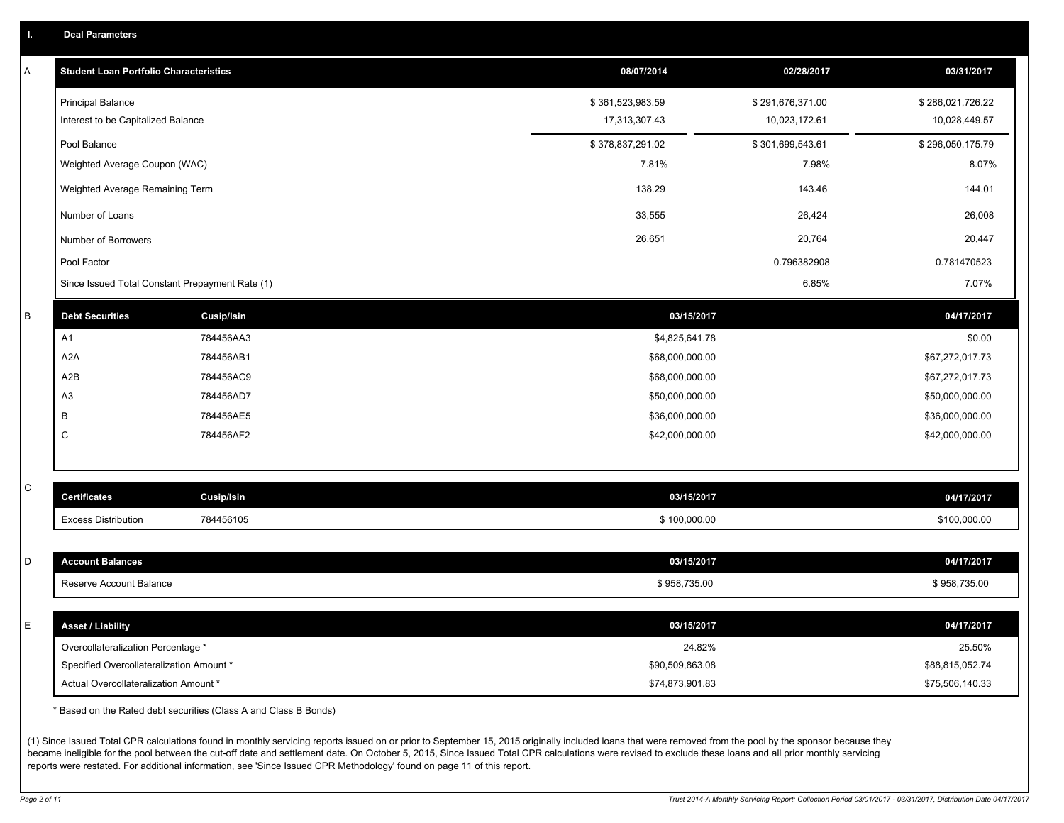## I. Deal Parameters

### A

| Student Loan Portfolio Characteristics | 08/07/2014 | 02/28/2017 | 03/31/2017 |
|---|---|---|---|
| Principal Balance | $ 361,523,983.59 | $ 291,676,371.00 | $ 286,021,726.22 |
| Interest to be Capitalized Balance | 17,313,307.43 | 10,023,172.61 | 10,028,449.57 |
| Pool Balance | $ 378,837,291.02 | $ 301,699,543.61 | $ 296,050,175.79 |
| Weighted Average Coupon (WAC) | 7.81% | 7.98% | 8.07% |
| Weighted Average Remaining Term | 138.29 | 143.46 | 144.01 |
| Number of Loans | 33,555 | 26,424 | 26,008 |
| Number of Borrowers | 26,651 | 20,764 | 20,447 |
| Pool Factor | | 0.796382908 | 0.781470523 |
| Since Issued Total Constant Prepayment Rate (1) | | 6.85% | 7.07% |

### B

| Debt Securities | Cusip/Isin | 03/15/2017 | 04/17/2017 |
|---|---|---|---|
| A1 | 784456AA3 | $4,825,641.78 | $0.00 |
| A2A | 784456AB1 | $68,000,000.00 | $67,272,017.73 |
| A2B | 784456AC9 | $68,000,000.00 | $67,272,017.73 |
| A3 | 784456AD7 | $50,000,000.00 | $50,000,000.00 |
| B | 784456AE5 | $36,000,000.00 | $36,000,000.00 |
| C | 784456AF2 | $42,000,000.00 | $42,000,000.00 |

### C

| Certificates | Cusip/Isin | 03/15/2017 | 04/17/2017 |
|---|---|---|---|
| Excess Distribution | 784456105 | $ 100,000.00 | $100,000.00 |

### D

| Account Balances | 03/15/2017 | 04/17/2017 |
|---|---|---|
| Reserve Account Balance | $ 958,735.00 | $ 958,735.00 |

### E

| Asset / Liability | 03/15/2017 | 04/17/2017 |
|---|---|---|
| Overcollateralization Percentage * | 24.82% | 25.50% |
| Specified Overcollateralization Amount * | $90,509,863.08 | $88,815,052.74 |
| Actual Overcollateralization Amount * | $74,873,901.83 | $75,506,140.33 |

* Based on the Rated debt securities (Class A and Class B Bonds)

(1) Since Issued Total CPR calculations found in monthly servicing reports issued on or prior to September 15, 2015 originally included loans that were removed from the pool by the sponsor because they became ineligible for the pool between the cut-off date and settlement date. On October 5, 2015, Since Issued Total CPR calculations were revised to exclude these loans and all prior monthly servicing reports were restated. For additional information, see 'Since Issued CPR Methodology' found on page 11 of this report.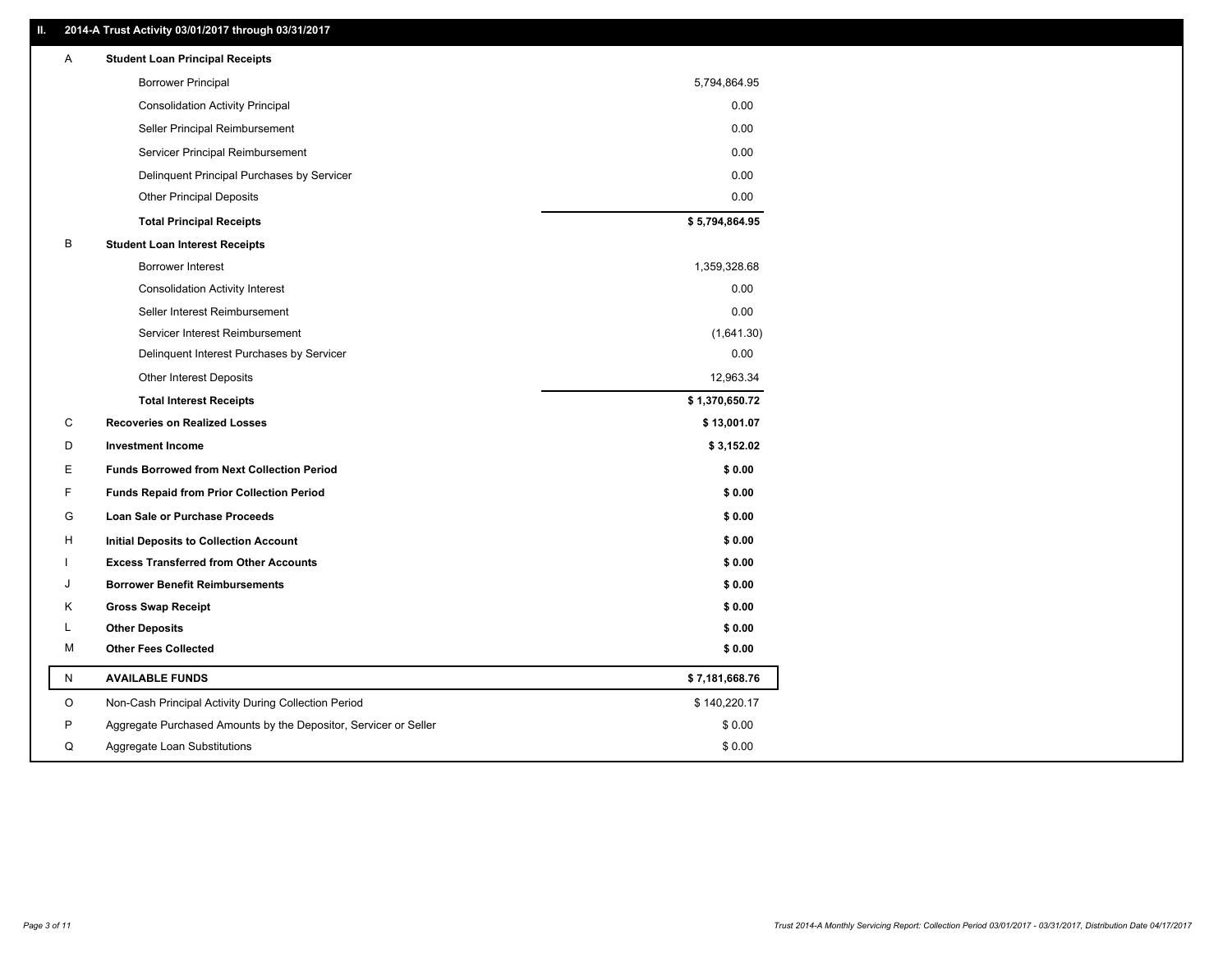## II. 2014-A Trust Activity 03/01/2017 through 03/31/2017

| | | |
|---|---|---|
| A | **Student Loan Principal Receipts** | |
| | Borrower Principal | 5,794,864.95 |
| | Consolidation Activity Principal | 0.00 |
| | Seller Principal Reimbursement | 0.00 |
| | Servicer Principal Reimbursement | 0.00 |
| | Delinquent Principal Purchases by Servicer | 0.00 |
| | Other Principal Deposits | 0.00 |
| | **Total Principal Receipts** | **$ 5,794,864.95** |
| B | **Student Loan Interest Receipts** | |
| | Borrower Interest | 1,359,328.68 |
| | Consolidation Activity Interest | 0.00 |
| | Seller Interest Reimbursement | 0.00 |
| | Servicer Interest Reimbursement | (1,641.30) |
| | Delinquent Interest Purchases by Servicer | 0.00 |
| | Other Interest Deposits | 12,963.34 |
| | **Total Interest Receipts** | **$ 1,370,650.72** |
| C | **Recoveries on Realized Losses** | **$ 13,001.07** |
| D | **Investment Income** | **$ 3,152.02** |
| E | **Funds Borrowed from Next Collection Period** | **$ 0.00** |
| F | **Funds Repaid from Prior Collection Period** | **$ 0.00** |
| G | **Loan Sale or Purchase Proceeds** | **$ 0.00** |
| H | **Initial Deposits to Collection Account** | **$ 0.00** |
| I | **Excess Transferred from Other Accounts** | **$ 0.00** |
| J | **Borrower Benefit Reimbursements** | **$ 0.00** |
| K | **Gross Swap Receipt** | **$ 0.00** |
| L | **Other Deposits** | **$ 0.00** |
| M | **Other Fees Collected** | **$ 0.00** |
| N | **AVAILABLE FUNDS** | **$ 7,181,668.76** |
| O | Non-Cash Principal Activity During Collection Period | $ 140,220.17 |
| P | Aggregate Purchased Amounts by the Depositor, Servicer or Seller | $ 0.00 |
| Q | Aggregate Loan Substitutions | $ 0.00 |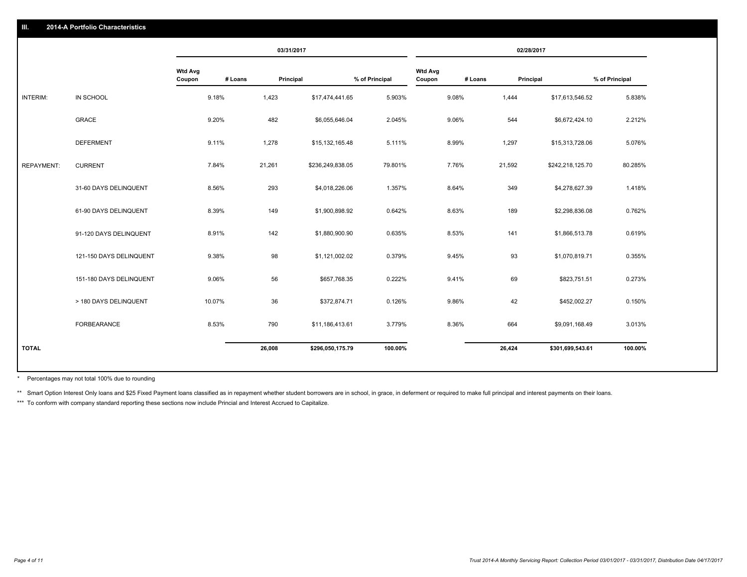## III. 2014-A Portfolio Characteristics

| | | 03/31/2017 | | | | 02/28/2017 | | | |
|---|---|---|---|---|---|---|---|---|---|
| | | Wtd Avg Coupon | # Loans | Principal | % of Principal | Wtd Avg Coupon | # Loans | Principal | % of Principal |
| INTERIM: | IN SCHOOL | 9.18% | 1,423 | $17,474,441.65 | 5.903% | 9.08% | 1,444 | $17,613,546.52 | 5.838% |
| | GRACE | 9.20% | 482 | $6,055,646.04 | 2.045% | 9.06% | 544 | $6,672,424.10 | 2.212% |
| | DEFERMENT | 9.11% | 1,278 | $15,132,165.48 | 5.111% | 8.99% | 1,297 | $15,313,728.06 | 5.076% |
| REPAYMENT: | CURRENT | 7.84% | 21,261 | $236,249,838.05 | 79.801% | 7.76% | 21,592 | $242,218,125.70 | 80.285% |
| | 31-60 DAYS DELINQUENT | 8.56% | 293 | $4,018,226.06 | 1.357% | 8.64% | 349 | $4,278,627.39 | 1.418% |
| | 61-90 DAYS DELINQUENT | 8.39% | 149 | $1,900,898.92 | 0.642% | 8.63% | 189 | $2,298,836.08 | 0.762% |
| | 91-120 DAYS DELINQUENT | 8.91% | 142 | $1,880,900.90 | 0.635% | 8.53% | 141 | $1,866,513.78 | 0.619% |
| | 121-150 DAYS DELINQUENT | 9.38% | 98 | $1,121,002.02 | 0.379% | 9.45% | 93 | $1,070,819.71 | 0.355% |
| | 151-180 DAYS DELINQUENT | 9.06% | 56 | $657,768.35 | 0.222% | 9.41% | 69 | $823,751.51 | 0.273% |
| | > 180 DAYS DELINQUENT | 10.07% | 36 | $372,874.71 | 0.126% | 9.86% | 42 | $452,002.27 | 0.150% |
| | FORBEARANCE | 8.53% | 790 | $11,186,413.61 | 3.779% | 8.36% | 664 | $9,091,168.49 | 3.013% |
| TOTAL | | | 26,008 | $296,050,175.79 | 100.00% | | 26,424 | $301,699,543.61 | 100.00% |

* Percentages may not total 100% due to rounding

** Smart Option Interest Only loans and $25 Fixed Payment loans classified as in repayment whether student borrowers are in school, in grace, in deferment or required to make full principal and interest payments on their loans.

*** To conform with company standard reporting these sections now include Princial and Interest Accrued to Capitalize.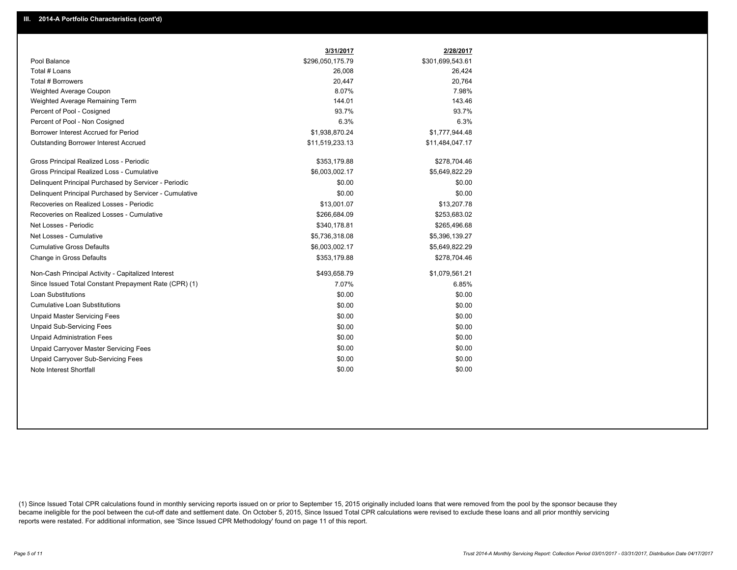## III. 2014-A Portfolio Characteristics (cont'd)

| | 3/31/2017 | 2/28/2017 |
|---|---|---|
| Pool Balance | $296,050,175.79 | $301,699,543.61 |
| Total # Loans | 26,008 | 26,424 |
| Total # Borrowers | 20,447 | 20,764 |
| Weighted Average Coupon | 8.07% | 7.98% |
| Weighted Average Remaining Term | 144.01 | 143.46 |
| Percent of Pool - Cosigned | 93.7% | 93.7% |
| Percent of Pool - Non Cosigned | 6.3% | 6.3% |
| Borrower Interest Accrued for Period | $1,938,870.24 | $1,777,944.48 |
| Outstanding Borrower Interest Accrued | $11,519,233.13 | $11,484,047.17 |
| Gross Principal Realized Loss - Periodic | $353,179.88 | $278,704.46 |
| Gross Principal Realized Loss - Cumulative | $6,003,002.17 | $5,649,822.29 |
| Delinquent Principal Purchased by Servicer - Periodic | $0.00 | $0.00 |
| Delinquent Principal Purchased by Servicer - Cumulative | $0.00 | $0.00 |
| Recoveries on Realized Losses - Periodic | $13,001.07 | $13,207.78 |
| Recoveries on Realized Losses - Cumulative | $266,684.09 | $253,683.02 |
| Net Losses - Periodic | $340,178.81 | $265,496.68 |
| Net Losses - Cumulative | $5,736,318.08 | $5,396,139.27 |
| Cumulative Gross Defaults | $6,003,002.17 | $5,649,822.29 |
| Change in Gross Defaults | $353,179.88 | $278,704.46 |
| Non-Cash Principal Activity - Capitalized Interest | $493,658.79 | $1,079,561.21 |
| Since Issued Total Constant Prepayment Rate (CPR) (1) | 7.07% | 6.85% |
| Loan Substitutions | $0.00 | $0.00 |
| Cumulative Loan Substitutions | $0.00 | $0.00 |
| Unpaid Master Servicing Fees | $0.00 | $0.00 |
| Unpaid Sub-Servicing Fees | $0.00 | $0.00 |
| Unpaid Administration Fees | $0.00 | $0.00 |
| Unpaid Carryover Master Servicing Fees | $0.00 | $0.00 |
| Unpaid Carryover Sub-Servicing Fees | $0.00 | $0.00 |
| Note Interest Shortfall | $0.00 | $0.00 |

(1) Since Issued Total CPR calculations found in monthly servicing reports issued on or prior to September 15, 2015 originally included loans that were removed from the pool by the sponsor because they became ineligible for the pool between the cut-off date and settlement date. On October 5, 2015, Since Issued Total CPR calculations were revised to exclude these loans and all prior monthly servicing reports were restated. For additional information, see 'Since Issued CPR Methodology' found on page 11 of this report.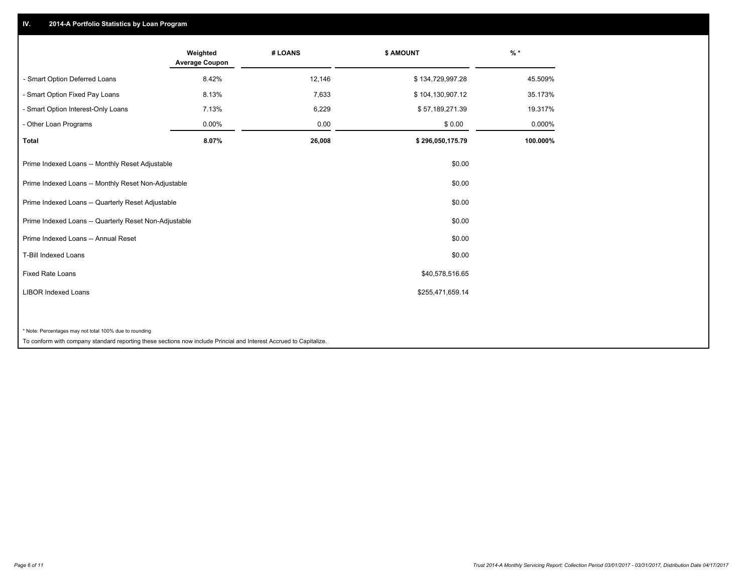## IV. 2014-A Portfolio Statistics by Loan Program

| | Weighted Average Coupon | # LOANS | $ AMOUNT | % * |
|---|---|---|---|---|
| - Smart Option Deferred Loans | 8.42% | 12,146 | $ 134,729,997.28 | 45.509% |
| - Smart Option Fixed Pay Loans | 8.13% | 7,633 | $ 104,130,907.12 | 35.173% |
| - Smart Option Interest-Only Loans | 7.13% | 6,229 | $ 57,189,271.39 | 19.317% |
| - Other Loan Programs | 0.00% | 0.00 | $ 0.00 | 0.000% |
| **Total** | **8.07%** | **26,008** | **$ 296,050,175.79** | **100.000%** |

| | |
|---|---|
| Prime Indexed Loans -- Monthly Reset Adjustable | $0.00 |
| Prime Indexed Loans -- Monthly Reset Non-Adjustable | $0.00 |
| Prime Indexed Loans -- Quarterly Reset Adjustable | $0.00 |
| Prime Indexed Loans -- Quarterly Reset Non-Adjustable | $0.00 |
| Prime Indexed Loans -- Annual Reset | $0.00 |
| T-Bill Indexed Loans | $0.00 |
| Fixed Rate Loans | $40,578,516.65 |
| LIBOR Indexed Loans | $255,471,659.14 |

\* Note: Percentages may not total 100% due to rounding

To conform with company standard reporting these sections now include Princial and Interest Accrued to Capitalize.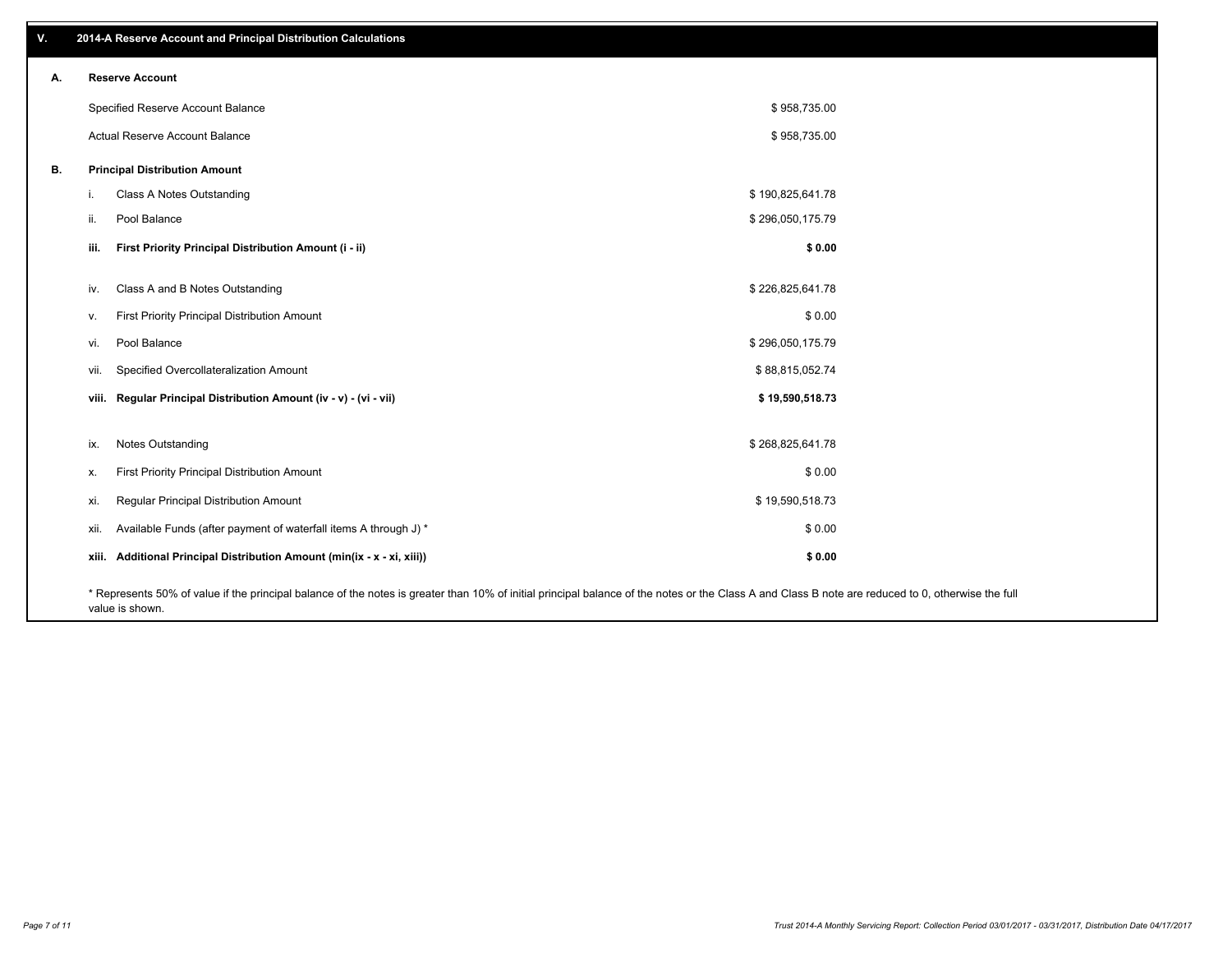## V. 2014-A Reserve Account and Principal Distribution Calculations

### A. Reserve Account

| | |
|---|---|
| Specified Reserve Account Balance | $ 958,735.00 |
| Actual Reserve Account Balance | $ 958,735.00 |

### B. Principal Distribution Amount

| | | |
|---|---|---|
| i. | Class A Notes Outstanding | $ 190,825,641.78 |
| ii. | Pool Balance | $ 296,050,175.79 |
| **iii.** | **First Priority Principal Distribution Amount (i - ii)** | **$ 0.00** |
| iv. | Class A and B Notes Outstanding | $ 226,825,641.78 |
| v. | First Priority Principal Distribution Amount | $ 0.00 |
| vi. | Pool Balance | $ 296,050,175.79 |
| vii. | Specified Overcollateralization Amount | $ 88,815,052.74 |
| **viii.** | **Regular Principal Distribution Amount (iv - v) - (vi - vii)** | **$ 19,590,518.73** |
| ix. | Notes Outstanding | $ 268,825,641.78 |
| x. | First Priority Principal Distribution Amount | $ 0.00 |
| xi. | Regular Principal Distribution Amount | $ 19,590,518.73 |
| xii. | Available Funds (after payment of waterfall items A through J) * | $ 0.00 |
| **xiii.** | **Additional Principal Distribution Amount (min(ix - x - xi, xiii))** | **$ 0.00** |

* Represents 50% of value if the principal balance of the notes is greater than 10% of initial principal balance of the notes or the Class A and Class B note are reduced to 0, otherwise the full value is shown.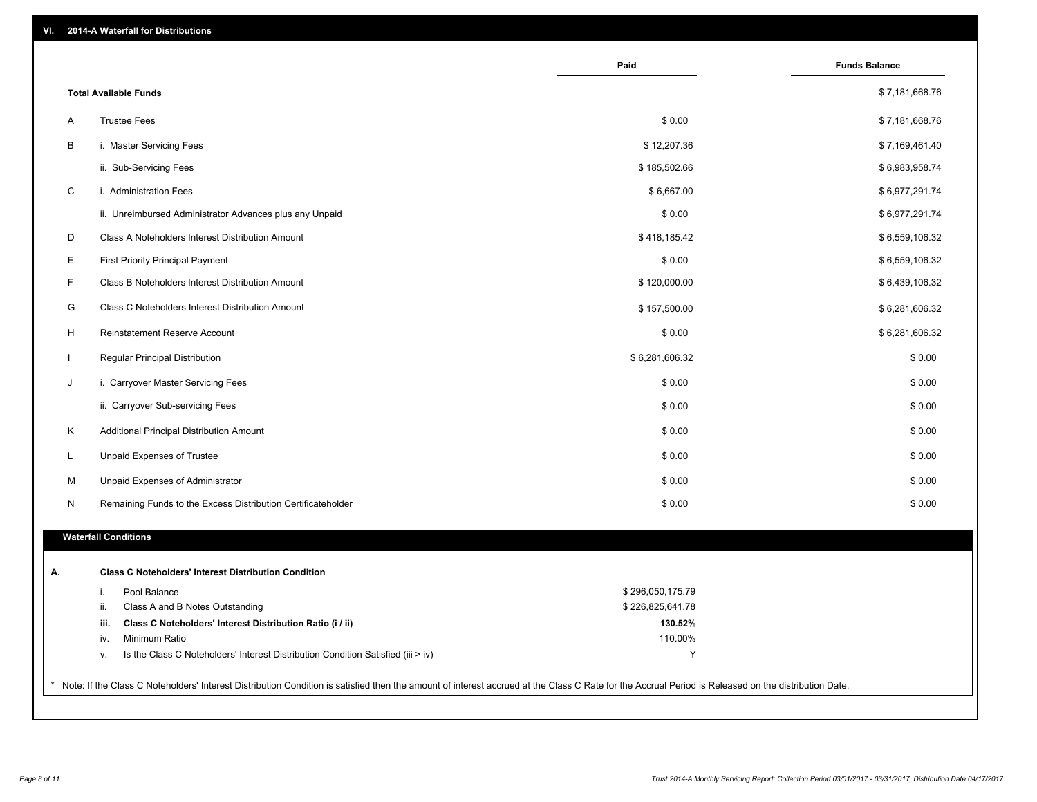## VI. 2014-A Waterfall for Distributions

| | | Paid | Funds Balance |
|---|---|---|---|
| | **Total Available Funds** | | $ 7,181,668.76 |
| A | Trustee Fees | $ 0.00 | $ 7,181,668.76 |
| B | i. Master Servicing Fees | $ 12,207.36 | $ 7,169,461.40 |
| | ii. Sub-Servicing Fees | $ 185,502.66 | $ 6,983,958.74 |
| C | i. Administration Fees | $ 6,667.00 | $ 6,977,291.74 |
| | ii. Unreimbursed Administrator Advances plus any Unpaid | $ 0.00 | $ 6,977,291.74 |
| D | Class A Noteholders Interest Distribution Amount | $ 418,185.42 | $ 6,559,106.32 |
| E | First Priority Principal Payment | $ 0.00 | $ 6,559,106.32 |
| F | Class B Noteholders Interest Distribution Amount | $ 120,000.00 | $ 6,439,106.32 |
| G | Class C Noteholders Interest Distribution Amount | $ 157,500.00 | $ 6,281,606.32 |
| H | Reinstatement Reserve Account | $ 0.00 | $ 6,281,606.32 |
| I | Regular Principal Distribution | $ 6,281,606.32 | $ 0.00 |
| J | i. Carryover Master Servicing Fees | $ 0.00 | $ 0.00 |
| | ii. Carryover Sub-servicing Fees | $ 0.00 | $ 0.00 |
| K | Additional Principal Distribution Amount | $ 0.00 | $ 0.00 |
| L | Unpaid Expenses of Trustee | $ 0.00 | $ 0.00 |
| M | Unpaid Expenses of Administrator | $ 0.00 | $ 0.00 |
| N | Remaining Funds to the Excess Distribution Certificateholder | $ 0.00 | $ 0.00 |

### Waterfall Conditions

**A. Class C Noteholders' Interest Distribution Condition**

| | | |
|---|---|---|
| i. | Pool Balance | $ 296,050,175.79 |
| ii. | Class A and B Notes Outstanding | $ 226,825,641.78 |
| **iii.** | **Class C Noteholders' Interest Distribution Ratio (i / ii)** | **130.52%** |
| iv. | Minimum Ratio | 110.00% |
| v. | Is the Class C Noteholders' Interest Distribution Condition Satisfied (iii > iv) | Y |

\* Note: If the Class C Noteholders' Interest Distribution Condition is satisfied then the amount of interest accrued at the Class C Rate for the Accrual Period is Released on the distribution Date.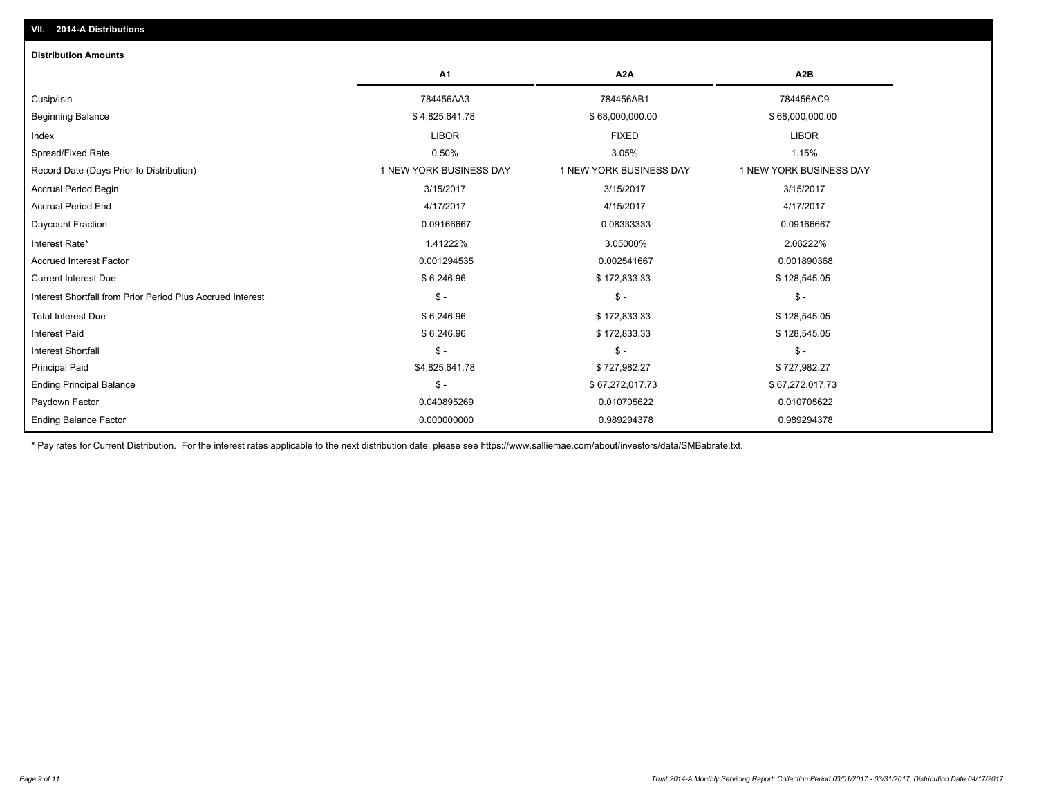## VII. 2014-A Distributions

### Distribution Amounts

| | A1 | A2A | A2B |
|---|---|---|---|
| Cusip/Isin | 784456AA3 | 784456AB1 | 784456AC9 |
| Beginning Balance | $ 4,825,641.78 | $ 68,000,000.00 | $ 68,000,000.00 |
| Index | LIBOR | FIXED | LIBOR |
| Spread/Fixed Rate | 0.50% | 3.05% | 1.15% |
| Record Date (Days Prior to Distribution) | 1 NEW YORK BUSINESS DAY | 1 NEW YORK BUSINESS DAY | 1 NEW YORK BUSINESS DAY |
| Accrual Period Begin | 3/15/2017 | 3/15/2017 | 3/15/2017 |
| Accrual Period End | 4/17/2017 | 4/15/2017 | 4/17/2017 |
| Daycount Fraction | 0.09166667 | 0.08333333 | 0.09166667 |
| Interest Rate* | 1.41222% | 3.05000% | 2.06222% |
| Accrued Interest Factor | 0.001294535 | 0.002541667 | 0.001890368 |
| Current Interest Due | $ 6,246.96 | $ 172,833.33 | $ 128,545.05 |
| Interest Shortfall from Prior Period Plus Accrued Interest | $ - | $ - | $ - |
| Total Interest Due | $ 6,246.96 | $ 172,833.33 | $ 128,545.05 |
| Interest Paid | $ 6,246.96 | $ 172,833.33 | $ 128,545.05 |
| Interest Shortfall | $ - | $ - | $ - |
| Principal Paid | $4,825,641.78 | $ 727,982.27 | $ 727,982.27 |
| Ending Principal Balance | $ - | $ 67,272,017.73 | $ 67,272,017.73 |
| Paydown Factor | 0.040895269 | 0.010705622 | 0.010705622 |
| Ending Balance Factor | 0.000000000 | 0.989294378 | 0.989294378 |

* Pay rates for Current Distribution. For the interest rates applicable to the next distribution date, please see https://www.salliemae.com/about/investors/data/SMBabrate.txt.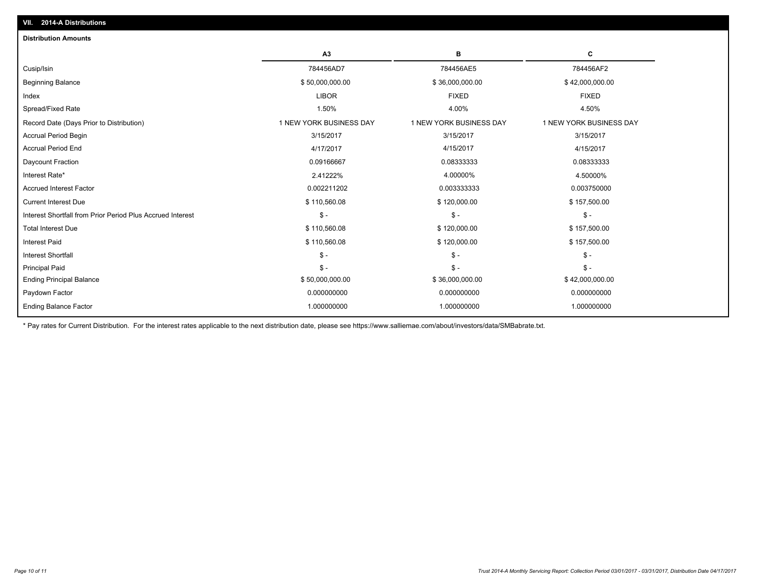## VII. 2014-A Distributions

### Distribution Amounts

| | A3 | B | C |
|---|---|---|---|
| Cusip/Isin | 784456AD7 | 784456AE5 | 784456AF2 |
| Beginning Balance | $ 50,000,000.00 | $ 36,000,000.00 | $ 42,000,000.00 |
| Index | LIBOR | FIXED | FIXED |
| Spread/Fixed Rate | 1.50% | 4.00% | 4.50% |
| Record Date (Days Prior to Distribution) | 1 NEW YORK BUSINESS DAY | 1 NEW YORK BUSINESS DAY | 1 NEW YORK BUSINESS DAY |
| Accrual Period Begin | 3/15/2017 | 3/15/2017 | 3/15/2017 |
| Accrual Period End | 4/17/2017 | 4/15/2017 | 4/15/2017 |
| Daycount Fraction | 0.09166667 | 0.08333333 | 0.08333333 |
| Interest Rate* | 2.41222% | 4.00000% | 4.50000% |
| Accrued Interest Factor | 0.002211202 | 0.003333333 | 0.003750000 |
| Current Interest Due | $ 110,560.08 | $ 120,000.00 | $ 157,500.00 |
| Interest Shortfall from Prior Period Plus Accrued Interest | $ - | $ - | $ - |
| Total Interest Due | $ 110,560.08 | $ 120,000.00 | $ 157,500.00 |
| Interest Paid | $ 110,560.08 | $ 120,000.00 | $ 157,500.00 |
| Interest Shortfall | $ - | $ - | $ - |
| Principal Paid | $ - | $ - | $ - |
| Ending Principal Balance | $ 50,000,000.00 | $ 36,000,000.00 | $ 42,000,000.00 |
| Paydown Factor | 0.000000000 | 0.000000000 | 0.000000000 |
| Ending Balance Factor | 1.000000000 | 1.000000000 | 1.000000000 |

* Pay rates for Current Distribution. For the interest rates applicable to the next distribution date, please see https://www.salliemae.com/about/investors/data/SMBabrate.txt.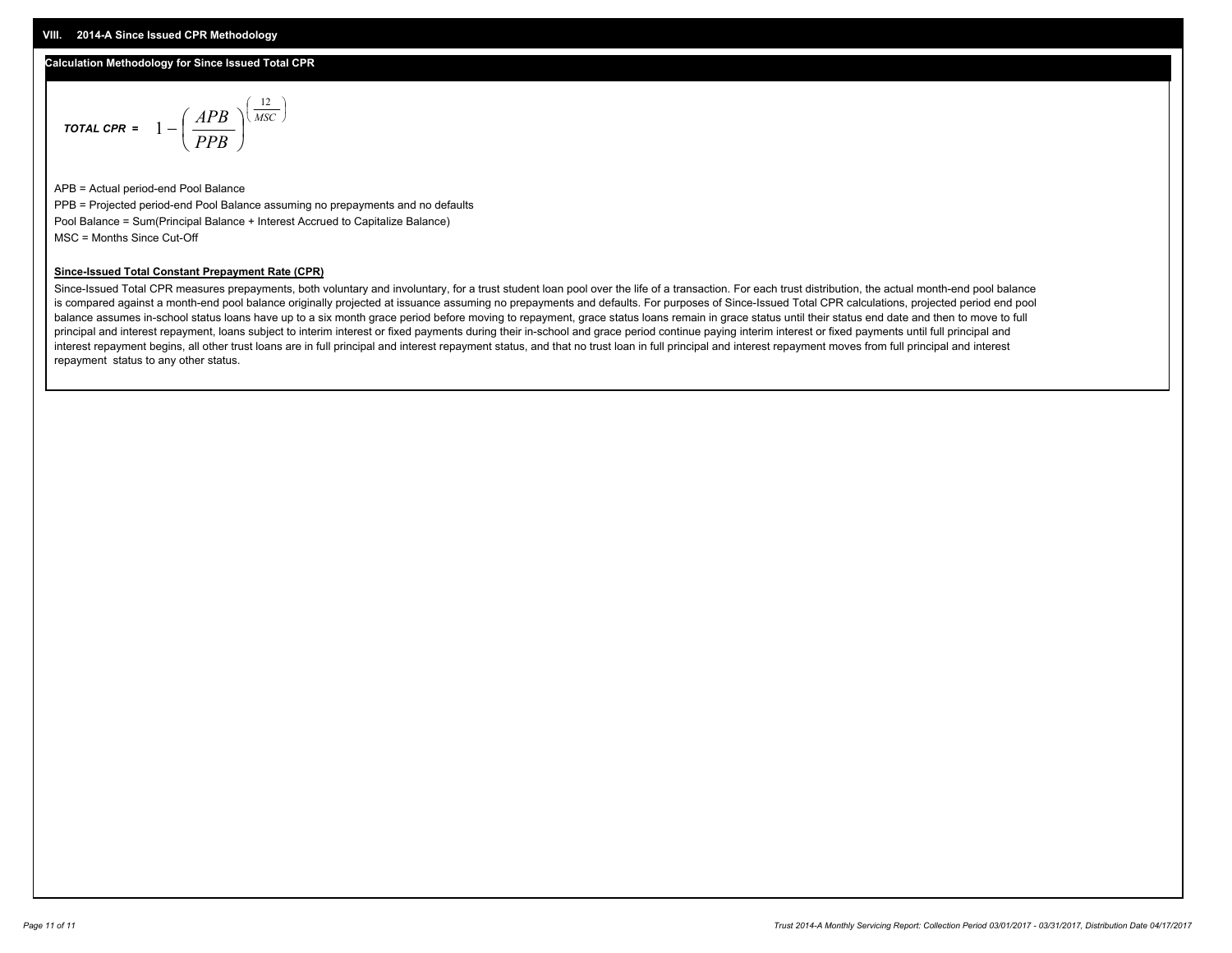## VIII. 2014-A Since Issued CPR Methodology

### Calculation Methodology for Since Issued Total CPR

***TOTAL CPR =*** $$1-\left(\frac{APB}{PPB}\right)^{\left(\frac{12}{MSC}\right)}$$

APB = Actual period-end Pool Balance

PPB = Projected period-end Pool Balance assuming no prepayments and no defaults

Pool Balance = Sum(Principal Balance + Interest Accrued to Capitalize Balance)

MSC = Months Since Cut-Off

**Since-Issued Total Constant Prepayment Rate (CPR)**

Since-Issued Total CPR measures prepayments, both voluntary and involuntary, for a trust student loan pool over the life of a transaction. For each trust distribution, the actual month-end pool balance is compared against a month-end pool balance originally projected at issuance assuming no prepayments and defaults. For purposes of Since-Issued Total CPR calculations, projected period end pool balance assumes in-school status loans have up to a six month grace period before moving to repayment, grace status loans remain in grace status until their status end date and then to move to full principal and interest repayment, loans subject to interim interest or fixed payments during their in-school and grace period continue paying interim interest or fixed payments until full principal and interest repayment begins, all other trust loans are in full principal and interest repayment status, and that no trust loan in full principal and interest repayment moves from full principal and interest repayment status to any other status.